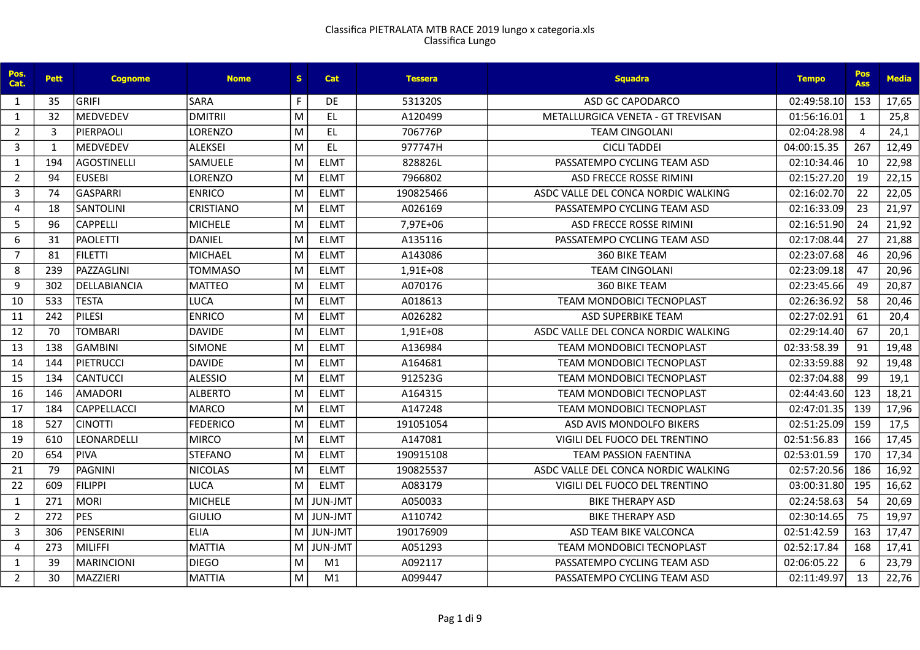Classifica PIETRALATA MTB RACE 2019 lungo x categoria.xls
Classifica Lungo

| Pos. Cat. | Pett | Cognome | Nome | S | Cat | Tessera | Squadra | Tempo | Pos Ass | Media |
|---|---|---|---|---|---|---|---|---|---|---|
| 1 | 35 | GRIFI | SARA | F | DE | 531320S | ASD GC CAPODARCO | 02:49:58.10 | 153 | 17,65 |
| 1 | 32 | MEDVEDEV | DMITRII | M | EL | A120499 | METALLURGICA VENETA - GT TREVISAN | 01:56:16.01 | 1 | 25,8 |
| 2 | 3 | PIERPAOLI | LORENZO | M | EL | 706776P | TEAM CINGOLANI | 02:04:28.98 | 4 | 24,1 |
| 3 | 1 | MEDVEDEV | ALEKSEI | M | EL | 977747H | CICLI TADDEI | 04:00:15.35 | 267 | 12,49 |
| 1 | 194 | AGOSTINELLI | SAMUELE | M | ELMT | 828826L | PASSATEMPO CYCLING TEAM ASD | 02:10:34.46 | 10 | 22,98 |
| 2 | 94 | EUSEBI | LORENZO | M | ELMT | 7966802 | ASD FRECCE ROSSE RIMINI | 02:15:27.20 | 19 | 22,15 |
| 3 | 74 | GASPARRI | ENRICO | M | ELMT | 190825466 | ASDC VALLE DEL CONCA NORDIC WALKING | 02:16:02.70 | 22 | 22,05 |
| 4 | 18 | SANTOLINI | CRISTIANO | M | ELMT | A026169 | PASSATEMPO CYCLING TEAM ASD | 02:16:33.09 | 23 | 21,97 |
| 5 | 96 | CAPPELLI | MICHELE | M | ELMT | 7,97E+06 | ASD FRECCE ROSSE RIMINI | 02:16:51.90 | 24 | 21,92 |
| 6 | 31 | PAOLETTI | DANIEL | M | ELMT | A135116 | PASSATEMPO CYCLING TEAM ASD | 02:17:08.44 | 27 | 21,88 |
| 7 | 81 | FILETTI | MICHAEL | M | ELMT | A143086 | 360 BIKE TEAM | 02:23:07.68 | 46 | 20,96 |
| 8 | 239 | PAZZAGLINI | TOMMASO | M | ELMT | 1,91E+08 | TEAM CINGOLANI | 02:23:09.18 | 47 | 20,96 |
| 9 | 302 | DELLABIANCIA | MATTEO | M | ELMT | A070176 | 360 BIKE TEAM | 02:23:45.66 | 49 | 20,87 |
| 10 | 533 | TESTA | LUCA | M | ELMT | A018613 | TEAM MONDOBICI TECNOPLAST | 02:26:36.92 | 58 | 20,46 |
| 11 | 242 | PILESI | ENRICO | M | ELMT | A026282 | ASD SUPERBIKE TEAM | 02:27:02.91 | 61 | 20,4 |
| 12 | 70 | TOMBARI | DAVIDE | M | ELMT | 1,91E+08 | ASDC VALLE DEL CONCA NORDIC WALKING | 02:29:14.40 | 67 | 20,1 |
| 13 | 138 | GAMBINI | SIMONE | M | ELMT | A136984 | TEAM MONDOBICI TECNOPLAST | 02:33:58.39 | 91 | 19,48 |
| 14 | 144 | PIETRUCCI | DAVIDE | M | ELMT | A164681 | TEAM MONDOBICI TECNOPLAST | 02:33:59.88 | 92 | 19,48 |
| 15 | 134 | CANTUCCI | ALESSIO | M | ELMT | 912523G | TEAM MONDOBICI TECNOPLAST | 02:37:04.88 | 99 | 19,1 |
| 16 | 146 | AMADORI | ALBERTO | M | ELMT | A164315 | TEAM MONDOBICI TECNOPLAST | 02:44:43.60 | 123 | 18,21 |
| 17 | 184 | CAPPELLACCI | MARCO | M | ELMT | A147248 | TEAM MONDOBICI TECNOPLAST | 02:47:01.35 | 139 | 17,96 |
| 18 | 527 | CINOTTI | FEDERICO | M | ELMT | 191051054 | ASD AVIS MONDOLFO BIKERS | 02:51:25.09 | 159 | 17,5 |
| 19 | 610 | LEONARDELLI | MIRCO | M | ELMT | A147081 | VIGILI DEL FUOCO DEL TRENTINO | 02:51:56.83 | 166 | 17,45 |
| 20 | 654 | PIVA | STEFANO | M | ELMT | 190915108 | TEAM PASSION FAENTINA | 02:53:01.59 | 170 | 17,34 |
| 21 | 79 | PAGNINI | NICOLAS | M | ELMT | 190825537 | ASDC VALLE DEL CONCA NORDIC WALKING | 02:57:20.56 | 186 | 16,92 |
| 22 | 609 | FILIPPI | LUCA | M | ELMT | A083179 | VIGILI DEL FUOCO DEL TRENTINO | 03:00:31.80 | 195 | 16,62 |
| 1 | 271 | MORI | MICHELE | M | JUN-JMT | A050033 | BIKE THERAPY ASD | 02:24:58.63 | 54 | 20,69 |
| 2 | 272 | PES | GIULIO | M | JUN-JMT | A110742 | BIKE THERAPY ASD | 02:30:14.65 | 75 | 19,97 |
| 3 | 306 | PENSERINI | ELIA | M | JUN-JMT | 190176909 | ASD TEAM BIKE VALCONCA | 02:51:42.59 | 163 | 17,47 |
| 4 | 273 | MILIFFI | MATTIA | M | JUN-JMT | A051293 | TEAM MONDOBICI TECNOPLAST | 02:52:17.84 | 168 | 17,41 |
| 1 | 39 | MARINCIONI | DIEGO | M | M1 | A092117 | PASSATEMPO CYCLING TEAM ASD | 02:06:05.22 | 6 | 23,79 |
| 2 | 30 | MAZZIERI | MATTIA | M | M1 | A099447 | PASSATEMPO CYCLING TEAM ASD | 02:11:49.97 | 13 | 22,76 |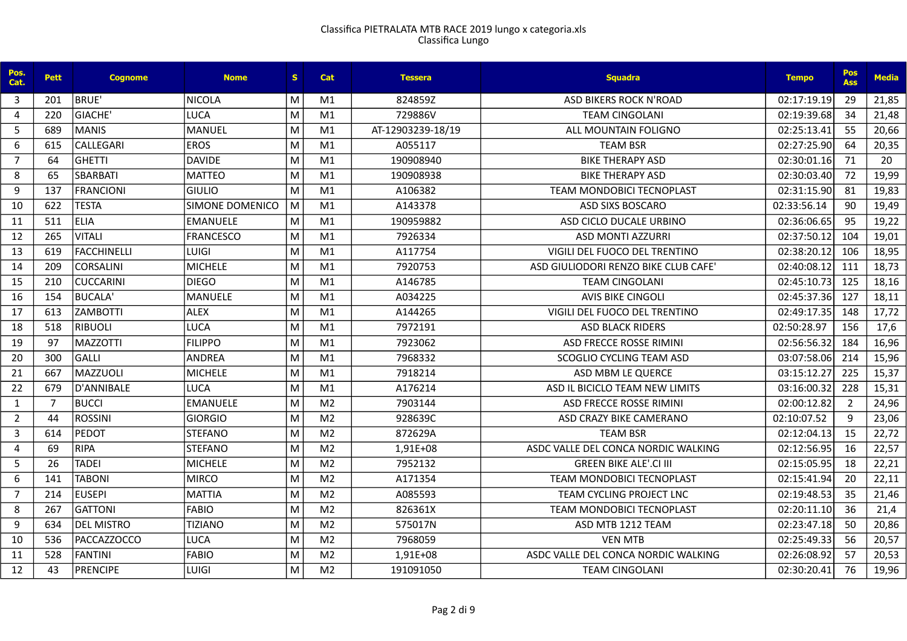Classifica PIETRALATA MTB RACE 2019 lungo x categoria.xls
Classifica Lungo

| Pos. Cat. | Pett | Cognome | Nome | S | Cat | Tessera | Squadra | Tempo | Pos Ass | Media |
|---|---|---|---|---|---|---|---|---|---|---|
| 3 | 201 | BRUE' | NICOLA | M | M1 | 824859Z | ASD BIKERS ROCK N'ROAD | 02:17:19.19 | 29 | 21,85 |
| 4 | 220 | GIACHE' | LUCA | M | M1 | 729886V | TEAM CINGOLANI | 02:19:39.68 | 34 | 21,48 |
| 5 | 689 | MANIS | MANUEL | M | M1 | AT-12903239-18/19 | ALL MOUNTAIN FOLIGNO | 02:25:13.41 | 55 | 20,66 |
| 6 | 615 | CALLEGARI | EROS | M | M1 | A055117 | TEAM BSR | 02:27:25.90 | 64 | 20,35 |
| 7 | 64 | GHETTI | DAVIDE | M | M1 | 190908940 | BIKE THERAPY ASD | 02:30:01.16 | 71 | 20 |
| 8 | 65 | SBARBATI | MATTEO | M | M1 | 190908938 | BIKE THERAPY ASD | 02:30:03.40 | 72 | 19,99 |
| 9 | 137 | FRANCIONI | GIULIO | M | M1 | A106382 | TEAM MONDOBICI TECNOPLAST | 02:31:15.90 | 81 | 19,83 |
| 10 | 622 | TESTA | SIMONE DOMENICO | M | M1 | A143378 | ASD SIXS BOSCARO | 02:33:56.14 | 90 | 19,49 |
| 11 | 511 | ELIA | EMANUELE | M | M1 | 190959882 | ASD CICLO DUCALE URBINO | 02:36:06.65 | 95 | 19,22 |
| 12 | 265 | VITALI | FRANCESCO | M | M1 | 7926334 | ASD MONTI AZZURRI | 02:37:50.12 | 104 | 19,01 |
| 13 | 619 | FACCHINELLI | LUIGI | M | M1 | A117754 | VIGILI DEL FUOCO DEL TRENTINO | 02:38:20.12 | 106 | 18,95 |
| 14 | 209 | CORSALINI | MICHELE | M | M1 | 7920753 | ASD GIULIODORI RENZO BIKE CLUB CAFE' | 02:40:08.12 | 111 | 18,73 |
| 15 | 210 | CUCCARINI | DIEGO | M | M1 | A146785 | TEAM CINGOLANI | 02:45:10.73 | 125 | 18,16 |
| 16 | 154 | BUCALA' | MANUELE | M | M1 | A034225 | AVIS BIKE CINGOLI | 02:45:37.36 | 127 | 18,11 |
| 17 | 613 | ZAMBOTTI | ALEX | M | M1 | A144265 | VIGILI DEL FUOCO DEL TRENTINO | 02:49:17.35 | 148 | 17,72 |
| 18 | 518 | RIBUOLI | LUCA | M | M1 | 7972191 | ASD BLACK RIDERS | 02:50:28.97 | 156 | 17,6 |
| 19 | 97 | MAZZOTTI | FILIPPO | M | M1 | 7923062 | ASD FRECCE ROSSE RIMINI | 02:56:56.32 | 184 | 16,96 |
| 20 | 300 | GALLI | ANDREA | M | M1 | 7968332 | SCOGLIO CYCLING TEAM ASD | 03:07:58.06 | 214 | 15,96 |
| 21 | 667 | MAZZUOLI | MICHELE | M | M1 | 7918214 | ASD MBM LE QUERCE | 03:15:12.27 | 225 | 15,37 |
| 22 | 679 | D'ANNIBALE | LUCA | M | M1 | A176214 | ASD IL BICICLO TEAM NEW LIMITS | 03:16:00.32 | 228 | 15,31 |
| 1 | 7 | BUCCI | EMANUELE | M | M2 | 7903144 | ASD FRECCE ROSSE RIMINI | 02:00:12.82 | 2 | 24,96 |
| 2 | 44 | ROSSINI | GIORGIO | M | M2 | 928639C | ASD CRAZY BIKE CAMERANO | 02:10:07.52 | 9 | 23,06 |
| 3 | 614 | PEDOT | STEFANO | M | M2 | 872629A | TEAM BSR | 02:12:04.13 | 15 | 22,72 |
| 4 | 69 | RIPA | STEFANO | M | M2 | 1,91E+08 | ASDC VALLE DEL CONCA NORDIC WALKING | 02:12:56.95 | 16 | 22,57 |
| 5 | 26 | TADEI | MICHELE | M | M2 | 7952132 | GREEN BIKE ALE'.CI III | 02:15:05.95 | 18 | 22,21 |
| 6 | 141 | TABONI | MIRCO | M | M2 | A171354 | TEAM MONDOBICI TECNOPLAST | 02:15:41.94 | 20 | 22,11 |
| 7 | 214 | EUSEPI | MATTIA | M | M2 | A085593 | TEAM CYCLING PROJECT LNC | 02:19:48.53 | 35 | 21,46 |
| 8 | 267 | GATTONI | FABIO | M | M2 | 826361X | TEAM MONDOBICI TECNOPLAST | 02:20:11.10 | 36 | 21,4 |
| 9 | 634 | DEL MISTRO | TIZIANO | M | M2 | 575017N | ASD MTB 1212 TEAM | 02:23:47.18 | 50 | 20,86 |
| 10 | 536 | PACCAZZOCCO | LUCA | M | M2 | 7968059 | VEN MTB | 02:25:49.33 | 56 | 20,57 |
| 11 | 528 | FANTINI | FABIO | M | M2 | 1,91E+08 | ASDC VALLE DEL CONCA NORDIC WALKING | 02:26:08.92 | 57 | 20,53 |
| 12 | 43 | PRENCIPE | LUIGI | M | M2 | 191091050 | TEAM CINGOLANI | 02:30:20.41 | 76 | 19,96 |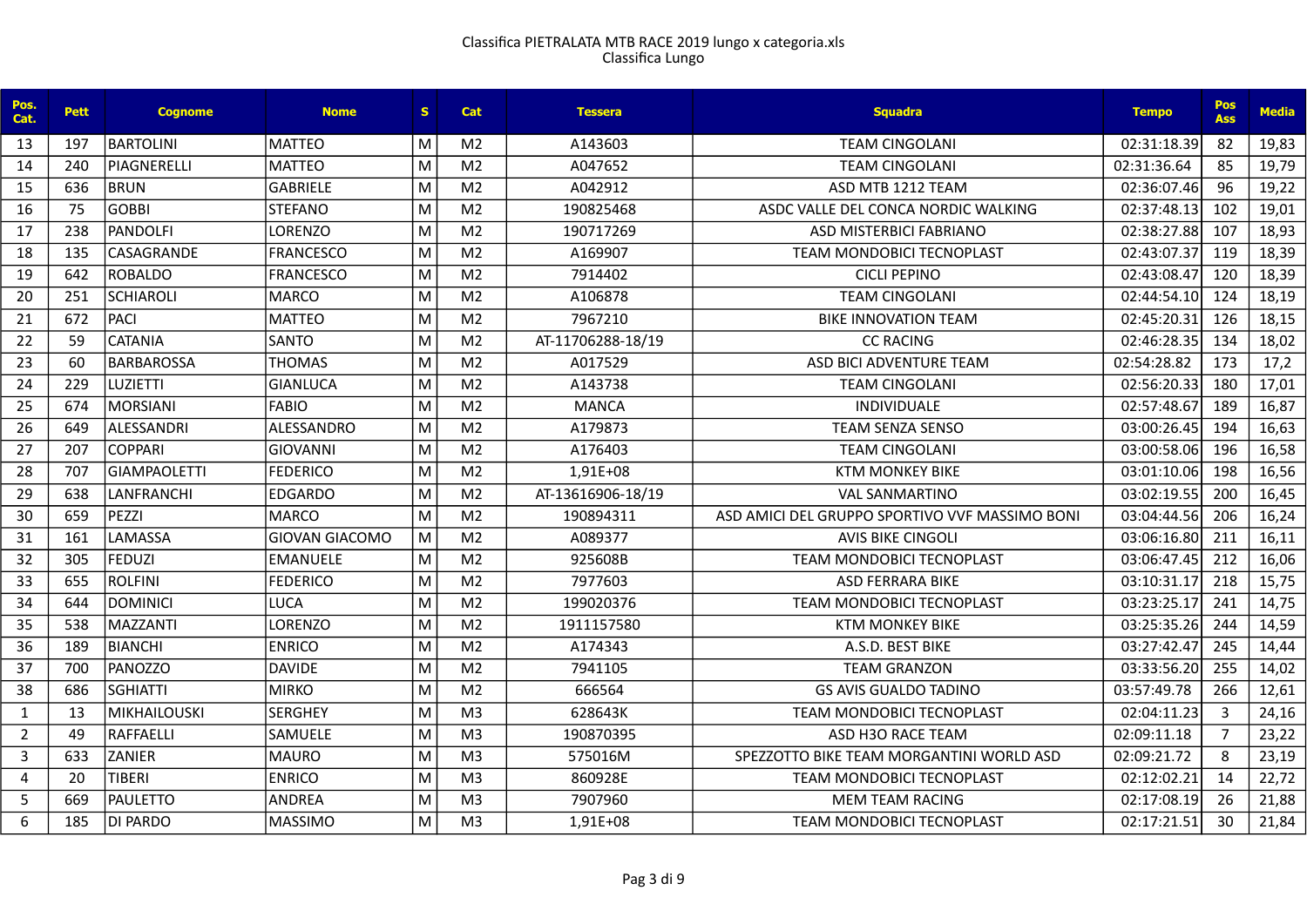Classifica PIETRALATA MTB RACE 2019 lungo x categoria.xls
Classifica Lungo

| Pos. Cat. | Pett | Cognome | Nome | S | Cat | Tessera | Squadra | Tempo | Pos Ass | Media |
|---|---|---|---|---|---|---|---|---|---|---|
| 13 | 197 | BARTOLINI | MATTEO | M | M2 | A143603 | TEAM CINGOLANI | 02:31:18.39 | 82 | 19,83 |
| 14 | 240 | PIAGNERELLI | MATTEO | M | M2 | A047652 | TEAM CINGOLANI | 02:31:36.64 | 85 | 19,79 |
| 15 | 636 | BRUN | GABRIELE | M | M2 | A042912 | ASD MTB 1212 TEAM | 02:36:07.46 | 96 | 19,22 |
| 16 | 75 | GOBBI | STEFANO | M | M2 | 190825468 | ASDC VALLE DEL CONCA NORDIC WALKING | 02:37:48.13 | 102 | 19,01 |
| 17 | 238 | PANDOLFI | LORENZO | M | M2 | 190717269 | ASD MISTERBICI FABRIANO | 02:38:27.88 | 107 | 18,93 |
| 18 | 135 | CASAGRANDE | FRANCESCO | M | M2 | A169907 | TEAM MONDOBICI TECNOPLAST | 02:43:07.37 | 119 | 18,39 |
| 19 | 642 | ROBALDO | FRANCESCO | M | M2 | 7914402 | CICLI PEPINO | 02:43:08.47 | 120 | 18,39 |
| 20 | 251 | SCHIAROLI | MARCO | M | M2 | A106878 | TEAM CINGOLANI | 02:44:54.10 | 124 | 18,19 |
| 21 | 672 | PACI | MATTEO | M | M2 | 7967210 | BIKE INNOVATION TEAM | 02:45:20.31 | 126 | 18,15 |
| 22 | 59 | CATANIA | SANTO | M | M2 | AT-11706288-18/19 | CC RACING | 02:46:28.35 | 134 | 18,02 |
| 23 | 60 | BARBAROSSA | THOMAS | M | M2 | A017529 | ASD BICI ADVENTURE TEAM | 02:54:28.82 | 173 | 17,2 |
| 24 | 229 | LUZIETTI | GIANLUCA | M | M2 | A143738 | TEAM CINGOLANI | 02:56:20.33 | 180 | 17,01 |
| 25 | 674 | MORSIANI | FABIO | M | M2 | MANCA | INDIVIDUALE | 02:57:48.67 | 189 | 16,87 |
| 26 | 649 | ALESSANDRI | ALESSANDRO | M | M2 | A179873 | TEAM SENZA SENSO | 03:00:26.45 | 194 | 16,63 |
| 27 | 207 | COPPARI | GIOVANNI | M | M2 | A176403 | TEAM CINGOLANI | 03:00:58.06 | 196 | 16,58 |
| 28 | 707 | GIAMPAOLETTI | FEDERICO | M | M2 | 1,91E+08 | KTM MONKEY BIKE | 03:01:10.06 | 198 | 16,56 |
| 29 | 638 | LANFRANCHI | EDGARDO | M | M2 | AT-13616906-18/19 | VAL SANMARTINO | 03:02:19.55 | 200 | 16,45 |
| 30 | 659 | PEZZI | MARCO | M | M2 | 190894311 | ASD AMICI DEL GRUPPO SPORTIVO VVF MASSIMO BONI | 03:04:44.56 | 206 | 16,24 |
| 31 | 161 | LAMASSA | GIOVAN GIACOMO | M | M2 | A089377 | AVIS BIKE CINGOLI | 03:06:16.80 | 211 | 16,11 |
| 32 | 305 | FEDUZI | EMANUELE | M | M2 | 925608B | TEAM MONDOBICI TECNOPLAST | 03:06:47.45 | 212 | 16,06 |
| 33 | 655 | ROLFINI | FEDERICO | M | M2 | 7977603 | ASD FERRARA BIKE | 03:10:31.17 | 218 | 15,75 |
| 34 | 644 | DOMINICI | LUCA | M | M2 | 199020376 | TEAM MONDOBICI TECNOPLAST | 03:23:25.17 | 241 | 14,75 |
| 35 | 538 | MAZZANTI | LORENZO | M | M2 | 1911157580 | KTM MONKEY BIKE | 03:25:35.26 | 244 | 14,59 |
| 36 | 189 | BIANCHI | ENRICO | M | M2 | A174343 | A.S.D. BEST BIKE | 03:27:42.47 | 245 | 14,44 |
| 37 | 700 | PANOZZO | DAVIDE | M | M2 | 7941105 | TEAM GRANZON | 03:33:56.20 | 255 | 14,02 |
| 38 | 686 | SGHIATTI | MIRKO | M | M2 | 666564 | GS AVIS GUALDO TADINO | 03:57:49.78 | 266 | 12,61 |
| 1 | 13 | MIKHAILOUSKI | SERGHEY | M | M3 | 628643K | TEAM MONDOBICI TECNOPLAST | 02:04:11.23 | 3 | 24,16 |
| 2 | 49 | RAFFAELLI | SAMUELE | M | M3 | 190870395 | ASD H3O RACE TEAM | 02:09:11.18 | 7 | 23,22 |
| 3 | 633 | ZANIER | MAURO | M | M3 | 575016M | SPEZZOTTO BIKE TEAM MORGANTINI WORLD ASD | 02:09:21.72 | 8 | 23,19 |
| 4 | 20 | TIBERI | ENRICO | M | M3 | 860928E | TEAM MONDOBICI TECNOPLAST | 02:12:02.21 | 14 | 22,72 |
| 5 | 669 | PAULETTO | ANDREA | M | M3 | 7907960 | MEM TEAM RACING | 02:17:08.19 | 26 | 21,88 |
| 6 | 185 | DI PARDO | MASSIMO | M | M3 | 1,91E+08 | TEAM MONDOBICI TECNOPLAST | 02:17:21.51 | 30 | 21,84 |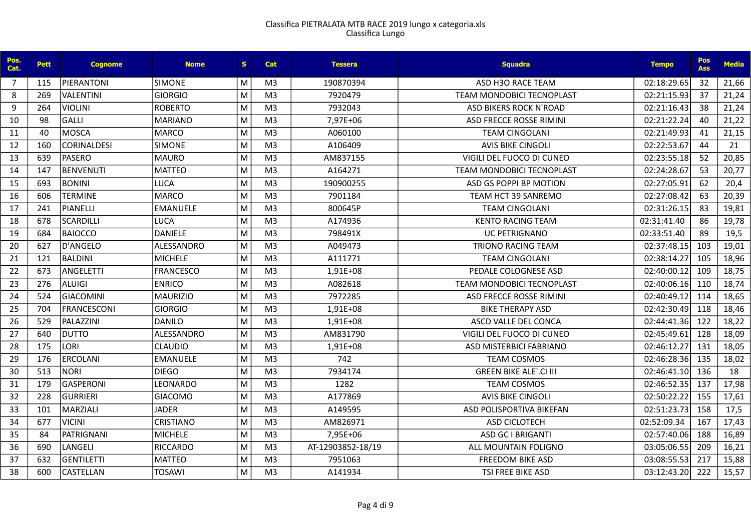Classifica PIETRALATA MTB RACE 2019 lungo x categoria.xls
Classifica Lungo

| Pos. Cat. | Pett | Cognome | Nome | S | Cat | Tessera | Squadra | Tempo | Pos Ass | Media |
|---|---|---|---|---|---|---|---|---|---|---|
| 7 | 115 | PIERANTONI | SIMONE | M | M3 | 190870394 | ASD H3O RACE TEAM | 02:18:29.65 | 32 | 21,66 |
| 8 | 269 | VALENTINI | GIORGIO | M | M3 | 7920479 | TEAM MONDOBICI TECNOPLAST | 02:21:15.93 | 37 | 21,24 |
| 9 | 264 | VIOLINI | ROBERTO | M | M3 | 7932043 | ASD BIKERS ROCK N'ROAD | 02:21:16.43 | 38 | 21,24 |
| 10 | 98 | GALLI | MARIANO | M | M3 | 7,97E+06 | ASD FRECCE ROSSE RIMINI | 02:21:22.24 | 40 | 21,22 |
| 11 | 40 | MOSCA | MARCO | M | M3 | A060100 | TEAM CINGOLANI | 02:21:49.93 | 41 | 21,15 |
| 12 | 160 | CORINALDESI | SIMONE | M | M3 | A106409 | AVIS BIKE CINGOLI | 02:22:53.67 | 44 | 21 |
| 13 | 639 | PASERO | MAURO | M | M3 | AM837155 | VIGILI DEL FUOCO DI CUNEO | 02:23:55.18 | 52 | 20,85 |
| 14 | 147 | BENVENUTI | MATTEO | M | M3 | A164271 | TEAM MONDOBICI TECNOPLAST | 02:24:28.67 | 53 | 20,77 |
| 15 | 693 | BONINI | LUCA | M | M3 | 190900255 | ASD GS POPPI BP MOTION | 02:27:05.91 | 62 | 20,4 |
| 16 | 606 | TERMINE | MARCO | M | M3 | 7901184 | TEAM HCT 39 SANREMO | 02:27:08.42 | 63 | 20,39 |
| 17 | 241 | PIANELLI | EMANUELE | M | M3 | 800645P | TEAM CINGOLANI | 02:31:26.15 | 83 | 19,81 |
| 18 | 678 | SCARDILLI | LUCA | M | M3 | A174936 | KENTO RACING TEAM | 02:31:41.40 | 86 | 19,78 |
| 19 | 684 | BAIOCCO | DANIELE | M | M3 | 798491X | UC PETRIGNANO | 02:33:51.40 | 89 | 19,5 |
| 20 | 627 | D'ANGELO | ALESSANDRO | M | M3 | A049473 | TRIONO RACING TEAM | 02:37:48.15 | 103 | 19,01 |
| 21 | 121 | BALDINI | MICHELE | M | M3 | A111771 | TEAM CINGOLANI | 02:38:14.27 | 105 | 18,96 |
| 22 | 673 | ANGELETTI | FRANCESCO | M | M3 | 1,91E+08 | PEDALE COLOGNESE ASD | 02:40:00.12 | 109 | 18,75 |
| 23 | 276 | ALUIGI | ENRICO | M | M3 | A082618 | TEAM MONDOBICI TECNOPLAST | 02:40:06.16 | 110 | 18,74 |
| 24 | 524 | GIACOMINI | MAURIZIO | M | M3 | 7972285 | ASD FRECCE ROSSE RIMINI | 02:40:49.12 | 114 | 18,65 |
| 25 | 704 | FRANCESCONI | GIORGIO | M | M3 | 1,91E+08 | BIKE THERAPY ASD | 02:42:30.49 | 118 | 18,46 |
| 26 | 529 | PALAZZINI | DANILO | M | M3 | 1,91E+08 | ASCD VALLE DEL CONCA | 02:44:41.36 | 122 | 18,22 |
| 27 | 640 | DUTTO | ALESSANDRO | M | M3 | AM831790 | VIGILI DEL FUOCO DI CUNEO | 02:45:49.61 | 128 | 18,09 |
| 28 | 175 | LORI | CLAUDIO | M | M3 | 1,91E+08 | ASD MISTERBICI FABRIANO | 02:46:12.27 | 131 | 18,05 |
| 29 | 176 | ERCOLANI | EMANUELE | M | M3 | 742 | TEAM COSMOS | 02:46:28.36 | 135 | 18,02 |
| 30 | 513 | NORI | DIEGO | M | M3 | 7934174 | GREEN BIKE ALE'.CI III | 02:46:41.10 | 136 | 18 |
| 31 | 179 | GASPERONI | LEONARDO | M | M3 | 1282 | TEAM COSMOS | 02:46:52.35 | 137 | 17,98 |
| 32 | 228 | GURRIERI | GIACOMO | M | M3 | A177869 | AVIS BIKE CINGOLI | 02:50:22.22 | 155 | 17,61 |
| 33 | 101 | MARZIALI | JADER | M | M3 | A149595 | ASD POLISPORTIVA BIKEFAN | 02:51:23.73 | 158 | 17,5 |
| 34 | 677 | VICINI | CRISTIANO | M | M3 | AM826971 | ASD CICLOTECH | 02:52:09.34 | 167 | 17,43 |
| 35 | 84 | PATRIGNANI | MICHELE | M | M3 | 7,95E+06 | ASD GC I BRIGANTI | 02:57:40.06 | 188 | 16,89 |
| 36 | 690 | LANGELI | RICCARDO | M | M3 | AT-12903852-18/19 | ALL MOUNTAIN FOLIGNO | 03:05:06.55 | 209 | 16,21 |
| 37 | 632 | GENTILETTI | MATTEO | M | M3 | 7951063 | FREEDOM BIKE ASD | 03:08:55.53 | 217 | 15,88 |
| 38 | 600 | CASTELLAN | TOSAWI | M | M3 | A141934 | TSI FREE BIKE ASD | 03:12:43.20 | 222 | 15,57 |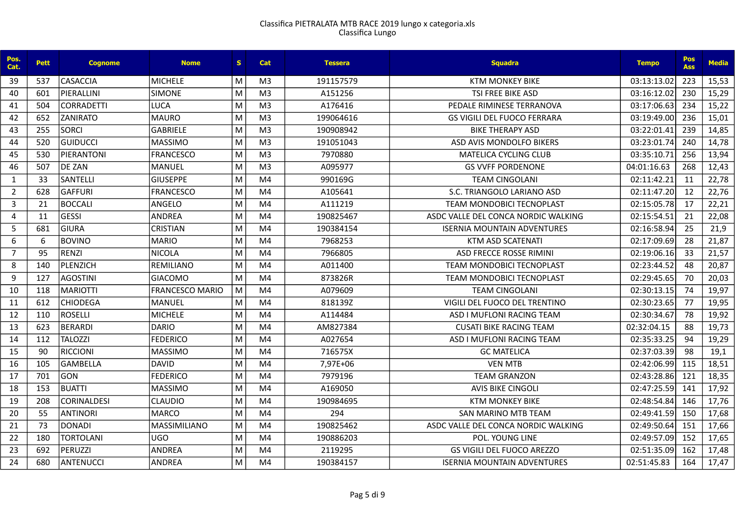Classifica PIETRALATA MTB RACE 2019 lungo x categoria.xls
Classifica Lungo

| Pos. Cat. | Pett | Cognome | Nome | S | Cat | Tessera | Squadra | Tempo | Pos Ass | Media |
|---|---|---|---|---|---|---|---|---|---|---|
| 39 | 537 | CASACCIA | MICHELE | M | M3 | 191157579 | KTM MONKEY BIKE | 03:13:13.02 | 223 | 15,53 |
| 40 | 601 | PIERALLINI | SIMONE | M | M3 | A151256 | TSI FREE BIKE ASD | 03:16:12.02 | 230 | 15,29 |
| 41 | 504 | CORRADETTI | LUCA | M | M3 | A176416 | PEDALE RIMINESE TERRANOVA | 03:17:06.63 | 234 | 15,22 |
| 42 | 652 | ZANIRATO | MAURO | M | M3 | 199064616 | GS VIGILI DEL FUOCO FERRARA | 03:19:49.00 | 236 | 15,01 |
| 43 | 255 | SORCI | GABRIELE | M | M3 | 190908942 | BIKE THERAPY ASD | 03:22:01.41 | 239 | 14,85 |
| 44 | 520 | GUIDUCCI | MASSIMO | M | M3 | 191051043 | ASD AVIS MONDOLFO BIKERS | 03:23:01.74 | 240 | 14,78 |
| 45 | 530 | PIERANTONI | FRANCESCO | M | M3 | 7970880 | MATELICA CYCLING CLUB | 03:35:10.71 | 256 | 13,94 |
| 46 | 507 | DE ZAN | MANUEL | M | M3 | A095977 | GS VVFF PORDENONE | 04:01:16.63 | 268 | 12,43 |
| 1 | 33 | SANTELLI | GIUSEPPE | M | M4 | 990169G | TEAM CINGOLANI | 02:11:42.21 | 11 | 22,78 |
| 2 | 628 | GAFFURI | FRANCESCO | M | M4 | A105641 | S.C. TRIANGOLO LARIANO ASD | 02:11:47.20 | 12 | 22,76 |
| 3 | 21 | BOCCALI | ANGELO | M | M4 | A111219 | TEAM MONDOBICI TECNOPLAST | 02:15:05.78 | 17 | 22,21 |
| 4 | 11 | GESSI | ANDREA | M | M4 | 190825467 | ASDC VALLE DEL CONCA NORDIC WALKING | 02:15:54.51 | 21 | 22,08 |
| 5 | 681 | GIURA | CRISTIAN | M | M4 | 190384154 | ISERNIA MOUNTAIN ADVENTURES | 02:16:58.94 | 25 | 21,9 |
| 6 | 6 | BOVINO | MARIO | M | M4 | 7968253 | KTM ASD SCATENATI | 02:17:09.69 | 28 | 21,87 |
| 7 | 95 | RENZI | NICOLA | M | M4 | 7966805 | ASD FRECCE ROSSE RIMINI | 02:19:06.16 | 33 | 21,57 |
| 8 | 140 | PLENZICH | REMILIANO | M | M4 | A011400 | TEAM MONDOBICI TECNOPLAST | 02:23:44.52 | 48 | 20,87 |
| 9 | 127 | AGOSTINI | GIACOMO | M | M4 | 873826R | TEAM MONDOBICI TECNOPLAST | 02:29:45.65 | 70 | 20,03 |
| 10 | 118 | MARIOTTI | FRANCESCO MARIO | M | M4 | A079609 | TEAM CINGOLANI | 02:30:13.15 | 74 | 19,97 |
| 11 | 612 | CHIODEGA | MANUEL | M | M4 | 818139Z | VIGILI DEL FUOCO DEL TRENTINO | 02:30:23.65 | 77 | 19,95 |
| 12 | 110 | ROSELLI | MICHELE | M | M4 | A114484 | ASD I MUFLONI RACING TEAM | 02:30:34.67 | 78 | 19,92 |
| 13 | 623 | BERARDI | DARIO | M | M4 | AM827384 | CUSATI BIKE RACING TEAM | 02:32:04.15 | 88 | 19,73 |
| 14 | 112 | TALOZZI | FEDERICO | M | M4 | A027654 | ASD I MUFLONI RACING TEAM | 02:35:33.25 | 94 | 19,29 |
| 15 | 90 | RICCIONI | MASSIMO | M | M4 | 716575X | GC MATELICA | 02:37:03.39 | 98 | 19,1 |
| 16 | 105 | GAMBELLA | DAVID | M | M4 | 7,97E+06 | VEN MTB | 02:42:06.99 | 115 | 18,51 |
| 17 | 701 | GON | FEDERICO | M | M4 | 7979196 | TEAM GRANZON | 02:43:28.86 | 121 | 18,35 |
| 18 | 153 | BUATTI | MASSIMO | M | M4 | A169050 | AVIS BIKE CINGOLI | 02:47:25.59 | 141 | 17,92 |
| 19 | 208 | CORINALDESI | CLAUDIO | M | M4 | 190984695 | KTM MONKEY BIKE | 02:48:54.84 | 146 | 17,76 |
| 20 | 55 | ANTINORI | MARCO | M | M4 | 294 | SAN MARINO MTB TEAM | 02:49:41.59 | 150 | 17,68 |
| 21 | 73 | DONADI | MASSIMILIANO | M | M4 | 190825462 | ASDC VALLE DEL CONCA NORDIC WALKING | 02:49:50.64 | 151 | 17,66 |
| 22 | 180 | TORTOLANI | UGO | M | M4 | 190886203 | POL. YOUNG LINE | 02:49:57.09 | 152 | 17,65 |
| 23 | 692 | PERUZZI | ANDREA | M | M4 | 2119295 | GS VIGILI DEL FUOCO AREZZO | 02:51:35.09 | 162 | 17,48 |
| 24 | 680 | ANTENUCCI | ANDREA | M | M4 | 190384157 | ISERNIA MOUNTAIN ADVENTURES | 02:51:45.83 | 164 | 17,47 |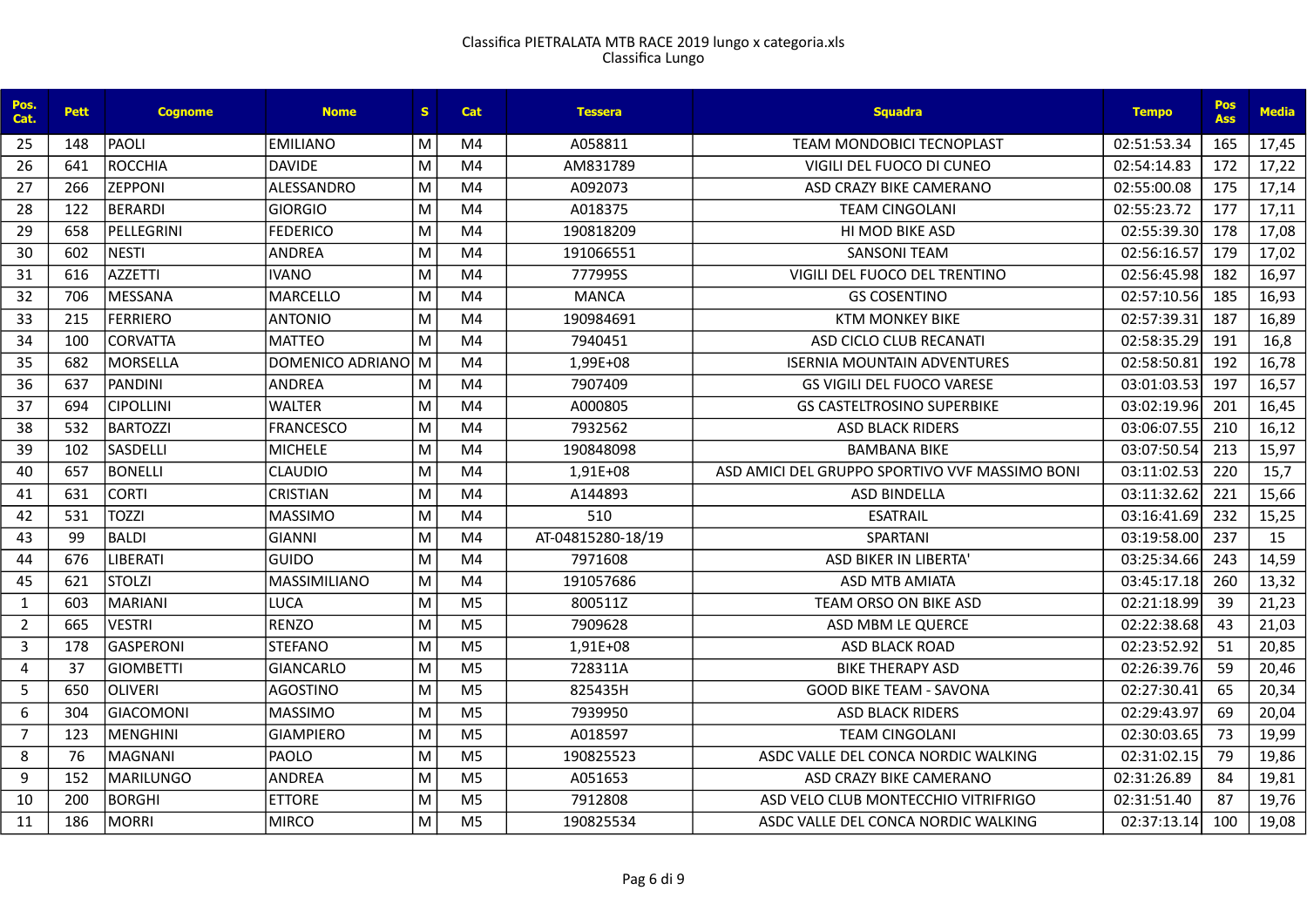Classifica PIETRALATA MTB RACE 2019 lungo x categoria.xls
Classifica Lungo

| Pos. Cat. | Pett | Cognome | Nome | S | Cat | Tessera | Squadra | Tempo | Pos Ass | Media |
|---|---|---|---|---|---|---|---|---|---|---|
| 25 | 148 | PAOLI | EMILIANO | M | M4 | A058811 | TEAM MONDOBICI TECNOPLAST | 02:51:53.34 | 165 | 17,45 |
| 26 | 641 | ROCCHIA | DAVIDE | M | M4 | AM831789 | VIGILI DEL FUOCO DI CUNEO | 02:54:14.83 | 172 | 17,22 |
| 27 | 266 | ZEPPONI | ALESSANDRO | M | M4 | A092073 | ASD CRAZY BIKE CAMERANO | 02:55:00.08 | 175 | 17,14 |
| 28 | 122 | BERARDI | GIORGIO | M | M4 | A018375 | TEAM CINGOLANI | 02:55:23.72 | 177 | 17,11 |
| 29 | 658 | PELLEGRINI | FEDERICO | M | M4 | 190818209 | HI MOD BIKE ASD | 02:55:39.30 | 178 | 17,08 |
| 30 | 602 | NESTI | ANDREA | M | M4 | 191066551 | SANSONI TEAM | 02:56:16.57 | 179 | 17,02 |
| 31 | 616 | AZZETTI | IVANO | M | M4 | 777995S | VIGILI DEL FUOCO DEL TRENTINO | 02:56:45.98 | 182 | 16,97 |
| 32 | 706 | MESSANA | MARCELLO | M | M4 | MANCA | GS COSENTINO | 02:57:10.56 | 185 | 16,93 |
| 33 | 215 | FERRIERO | ANTONIO | M | M4 | 190984691 | KTM MONKEY BIKE | 02:57:39.31 | 187 | 16,89 |
| 34 | 100 | CORVATTA | MATTEO | M | M4 | 7940451 | ASD CICLO CLUB RECANATI | 02:58:35.29 | 191 | 16,8 |
| 35 | 682 | MORSELLA | DOMENICO ADRIANO | M | M4 | 1,99E+08 | ISERNIA MOUNTAIN ADVENTURES | 02:58:50.81 | 192 | 16,78 |
| 36 | 637 | PANDINI | ANDREA | M | M4 | 7907409 | GS VIGILI DEL FUOCO VARESE | 03:01:03.53 | 197 | 16,57 |
| 37 | 694 | CIPOLLINI | WALTER | M | M4 | A000805 | GS CASTELTROSINO SUPERBIKE | 03:02:19.96 | 201 | 16,45 |
| 38 | 532 | BARTOZZI | FRANCESCO | M | M4 | 7932562 | ASD BLACK RIDERS | 03:06:07.55 | 210 | 16,12 |
| 39 | 102 | SASDELLI | MICHELE | M | M4 | 190848098 | BAMBANA BIKE | 03:07:50.54 | 213 | 15,97 |
| 40 | 657 | BONELLI | CLAUDIO | M | M4 | 1,91E+08 | ASD AMICI DEL GRUPPO SPORTIVO VVF MASSIMO BONI | 03:11:02.53 | 220 | 15,7 |
| 41 | 631 | CORTI | CRISTIAN | M | M4 | A144893 | ASD BINDELLA | 03:11:32.62 | 221 | 15,66 |
| 42 | 531 | TOZZI | MASSIMO | M | M4 | 510 | ESATRAIL | 03:16:41.69 | 232 | 15,25 |
| 43 | 99 | BALDI | GIANNI | M | M4 | AT-04815280-18/19 | SPARTANI | 03:19:58.00 | 237 | 15 |
| 44 | 676 | LIBERATI | GUIDO | M | M4 | 7971608 | ASD BIKER IN LIBERTA' | 03:25:34.66 | 243 | 14,59 |
| 45 | 621 | STOLZI | MASSIMILIANO | M | M4 | 191057686 | ASD MTB AMIATA | 03:45:17.18 | 260 | 13,32 |
| 1 | 603 | MARIANI | LUCA | M | M5 | 800511Z | TEAM ORSO ON BIKE ASD | 02:21:18.99 | 39 | 21,23 |
| 2 | 665 | VESTRI | RENZO | M | M5 | 7909628 | ASD MBM LE QUERCE | 02:22:38.68 | 43 | 21,03 |
| 3 | 178 | GASPERONI | STEFANO | M | M5 | 1,91E+08 | ASD BLACK ROAD | 02:23:52.92 | 51 | 20,85 |
| 4 | 37 | GIOMBETTI | GIANCARLO | M | M5 | 728311A | BIKE THERAPY ASD | 02:26:39.76 | 59 | 20,46 |
| 5 | 650 | OLIVERI | AGOSTINO | M | M5 | 825435H | GOOD BIKE TEAM - SAVONA | 02:27:30.41 | 65 | 20,34 |
| 6 | 304 | GIACOMONI | MASSIMO | M | M5 | 7939950 | ASD BLACK RIDERS | 02:29:43.97 | 69 | 20,04 |
| 7 | 123 | MENGHINI | GIAMPIERO | M | M5 | A018597 | TEAM CINGOLANI | 02:30:03.65 | 73 | 19,99 |
| 8 | 76 | MAGNANI | PAOLO | M | M5 | 190825523 | ASDC VALLE DEL CONCA NORDIC WALKING | 02:31:02.15 | 79 | 19,86 |
| 9 | 152 | MARILUNGO | ANDREA | M | M5 | A051653 | ASD CRAZY BIKE CAMERANO | 02:31:26.89 | 84 | 19,81 |
| 10 | 200 | BORGHI | ETTORE | M | M5 | 7912808 | ASD VELO CLUB MONTECCHIO VITRIFRIGO | 02:31:51.40 | 87 | 19,76 |
| 11 | 186 | MORRI | MIRCO | M | M5 | 190825534 | ASDC VALLE DEL CONCA NORDIC WALKING | 02:37:13.14 | 100 | 19,08 |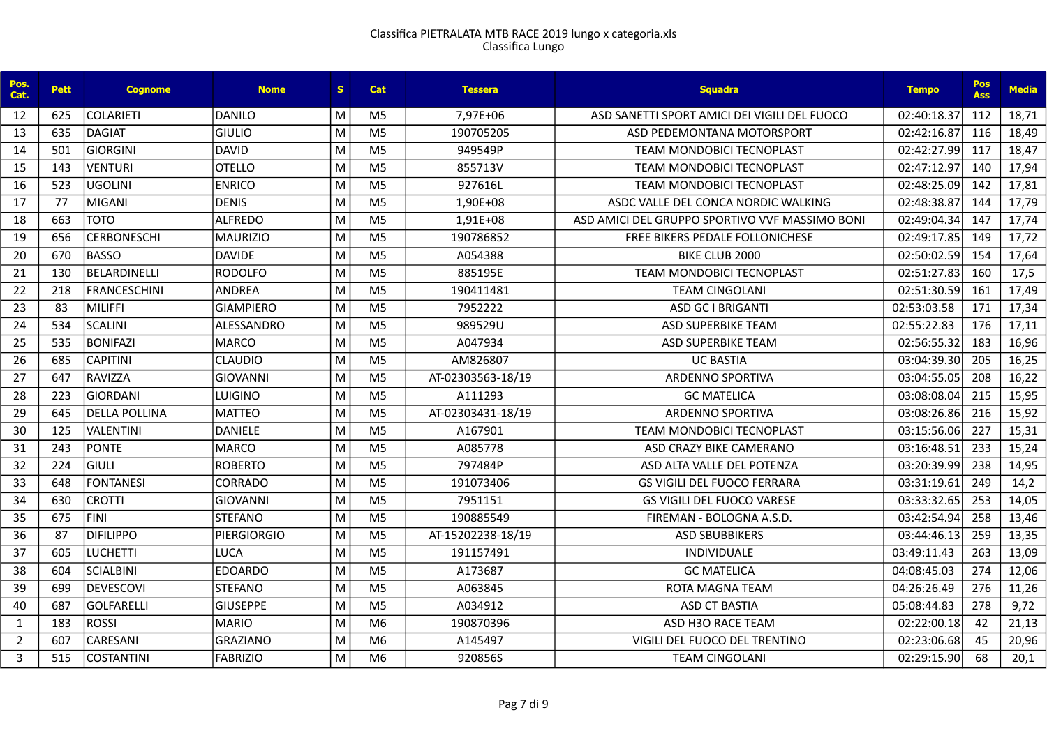Classifica PIETRALATA MTB RACE 2019 lungo x categoria.xls
Classifica Lungo

| Pos. Cat. | Pett | Cognome | Nome | S | Cat | Tessera | Squadra | Tempo | Pos Ass | Media |
|---|---|---|---|---|---|---|---|---|---|---|
| 12 | 625 | COLARIETI | DANILO | M | M5 | 7,97E+06 | ASD SANETTI SPORT AMICI DEI VIGILI DEL FUOCO | 02:40:18.37 | 112 | 18,71 |
| 13 | 635 | DAGIAT | GIULIO | M | M5 | 190705205 | ASD PEDEMONTANA MOTORSPORT | 02:42:16.87 | 116 | 18,49 |
| 14 | 501 | GIORGINI | DAVID | M | M5 | 949549P | TEAM MONDOBICI TECNOPLAST | 02:42:27.99 | 117 | 18,47 |
| 15 | 143 | VENTURI | OTELLO | M | M5 | 855713V | TEAM MONDOBICI TECNOPLAST | 02:47:12.97 | 140 | 17,94 |
| 16 | 523 | UGOLINI | ENRICO | M | M5 | 927616L | TEAM MONDOBICI TECNOPLAST | 02:48:25.09 | 142 | 17,81 |
| 17 | 77 | MIGANI | DENIS | M | M5 | 1,90E+08 | ASDC VALLE DEL CONCA NORDIC WALKING | 02:48:38.87 | 144 | 17,79 |
| 18 | 663 | TOTO | ALFREDO | M | M5 | 1,91E+08 | ASD AMICI DEL GRUPPO SPORTIVO VVF MASSIMO BONI | 02:49:04.34 | 147 | 17,74 |
| 19 | 656 | CERBONESCHI | MAURIZIO | M | M5 | 190786852 | FREE BIKERS PEDALE FOLLONICHESE | 02:49:17.85 | 149 | 17,72 |
| 20 | 670 | BASSO | DAVIDE | M | M5 | A054388 | BIKE CLUB 2000 | 02:50:02.59 | 154 | 17,64 |
| 21 | 130 | BELARDINELLI | RODOLFO | M | M5 | 885195E | TEAM MONDOBICI TECNOPLAST | 02:51:27.83 | 160 | 17,5 |
| 22 | 218 | FRANCESCHINI | ANDREA | M | M5 | 190411481 | TEAM CINGOLANI | 02:51:30.59 | 161 | 17,49 |
| 23 | 83 | MILIFFI | GIAMPIERO | M | M5 | 7952222 | ASD GC I BRIGANTI | 02:53:03.58 | 171 | 17,34 |
| 24 | 534 | SCALINI | ALESSANDRO | M | M5 | 989529U | ASD SUPERBIKE TEAM | 02:55:22.83 | 176 | 17,11 |
| 25 | 535 | BONIFAZI | MARCO | M | M5 | A047934 | ASD SUPERBIKE TEAM | 02:56:55.32 | 183 | 16,96 |
| 26 | 685 | CAPITINI | CLAUDIO | M | M5 | AM826807 | UC BASTIA | 03:04:39.30 | 205 | 16,25 |
| 27 | 647 | RAVIZZA | GIOVANNI | M | M5 | AT-02303563-18/19 | ARDENNO SPORTIVA | 03:04:55.05 | 208 | 16,22 |
| 28 | 223 | GIORDANI | LUIGINO | M | M5 | A111293 | GC MATELICA | 03:08:08.04 | 215 | 15,95 |
| 29 | 645 | DELLA POLLINA | MATTEO | M | M5 | AT-02303431-18/19 | ARDENNO SPORTIVA | 03:08:26.86 | 216 | 15,92 |
| 30 | 125 | VALENTINI | DANIELE | M | M5 | A167901 | TEAM MONDOBICI TECNOPLAST | 03:15:56.06 | 227 | 15,31 |
| 31 | 243 | PONTE | MARCO | M | M5 | A085778 | ASD CRAZY BIKE CAMERANO | 03:16:48.51 | 233 | 15,24 |
| 32 | 224 | GIULI | ROBERTO | M | M5 | 797484P | ASD ALTA VALLE DEL POTENZA | 03:20:39.99 | 238 | 14,95 |
| 33 | 648 | FONTANESI | CORRADO | M | M5 | 191073406 | GS VIGILI DEL FUOCO FERRARA | 03:31:19.61 | 249 | 14,2 |
| 34 | 630 | CROTTI | GIOVANNI | M | M5 | 7951151 | GS VIGILI DEL FUOCO VARESE | 03:33:32.65 | 253 | 14,05 |
| 35 | 675 | FINI | STEFANO | M | M5 | 190885549 | FIREMAN - BOLOGNA A.S.D. | 03:42:54.94 | 258 | 13,46 |
| 36 | 87 | DIFILIPPO | PIERGIORGIO | M | M5 | AT-15202238-18/19 | ASD SBUBBIKERS | 03:44:46.13 | 259 | 13,35 |
| 37 | 605 | LUCHETTI | LUCA | M | M5 | 191157491 | INDIVIDUALE | 03:49:11.43 | 263 | 13,09 |
| 38 | 604 | SCIALBINI | EDOARDO | M | M5 | A173687 | GC MATELICA | 04:08:45.03 | 274 | 12,06 |
| 39 | 699 | DEVESCOVI | STEFANO | M | M5 | A063845 | ROTA MAGNA TEAM | 04:26:26.49 | 276 | 11,26 |
| 40 | 687 | GOLFARELLI | GIUSEPPE | M | M5 | A034912 | ASD CT BASTIA | 05:08:44.83 | 278 | 9,72 |
| 1 | 183 | ROSSI | MARIO | M | M6 | 190870396 | ASD H3O RACE TEAM | 02:22:00.18 | 42 | 21,13 |
| 2 | 607 | CARESANI | GRAZIANO | M | M6 | A145497 | VIGILI DEL FUOCO DEL TRENTINO | 02:23:06.68 | 45 | 20,96 |
| 3 | 515 | COSTANTINI | FABRIZIO | M | M6 | 920856S | TEAM CINGOLANI | 02:29:15.90 | 68 | 20,1 |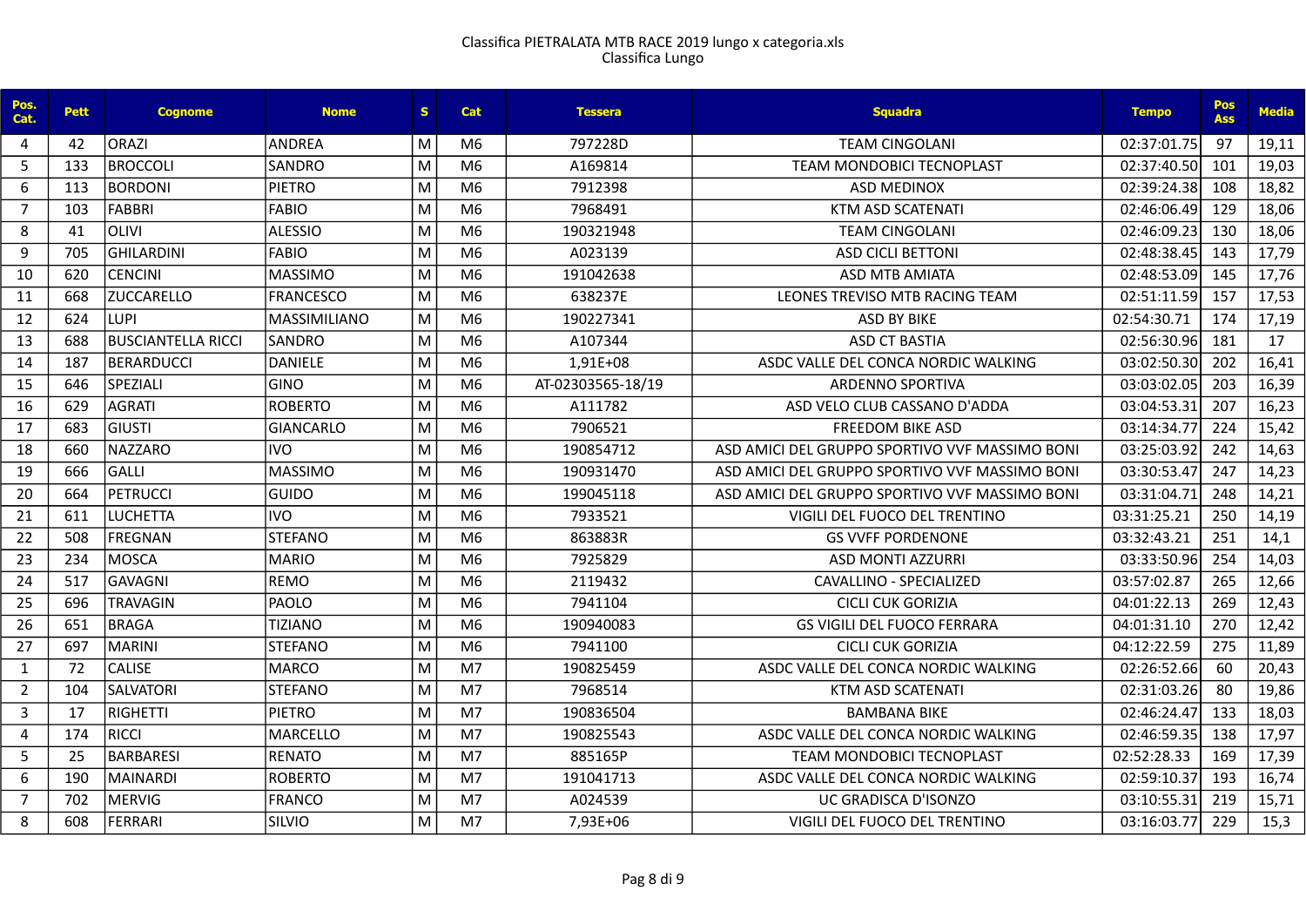Classifica PIETRALATA MTB RACE 2019 lungo x categoria.xls
Classifica Lungo

| Pos. Cat. | Pett | Cognome | Nome | S | Cat | Tessera | Squadra | Tempo | Pos Ass | Media |
|---|---|---|---|---|---|---|---|---|---|---|
| 4 | 42 | ORAZI | ANDREA | M | M6 | 797228D | TEAM CINGOLANI | 02:37:01.75 | 97 | 19,11 |
| 5 | 133 | BROCCOLI | SANDRO | M | M6 | A169814 | TEAM MONDOBICI TECNOPLAST | 02:37:40.50 | 101 | 19,03 |
| 6 | 113 | BORDONI | PIETRO | M | M6 | 7912398 | ASD MEDINOX | 02:39:24.38 | 108 | 18,82 |
| 7 | 103 | FABBRI | FABIO | M | M6 | 7968491 | KTM ASD SCATENATI | 02:46:06.49 | 129 | 18,06 |
| 8 | 41 | OLIVI | ALESSIO | M | M6 | 190321948 | TEAM CINGOLANI | 02:46:09.23 | 130 | 18,06 |
| 9 | 705 | GHILARDINI | FABIO | M | M6 | A023139 | ASD CICLI BETTONI | 02:48:38.45 | 143 | 17,79 |
| 10 | 620 | CENCINI | MASSIMO | M | M6 | 191042638 | ASD MTB AMIATA | 02:48:53.09 | 145 | 17,76 |
| 11 | 668 | ZUCCARELLO | FRANCESCO | M | M6 | 638237E | LEONES TREVISO MTB RACING TEAM | 02:51:11.59 | 157 | 17,53 |
| 12 | 624 | LUPI | MASSIMILIANO | M | M6 | 190227341 | ASD BY BIKE | 02:54:30.71 | 174 | 17,19 |
| 13 | 688 | BUSCIANTELLA RICCI | SANDRO | M | M6 | A107344 | ASD CT BASTIA | 02:56:30.96 | 181 | 17 |
| 14 | 187 | BERARDUCCI | DANIELE | M | M6 | 1,91E+08 | ASDC VALLE DEL CONCA NORDIC WALKING | 03:02:50.30 | 202 | 16,41 |
| 15 | 646 | SPEZIALI | GINO | M | M6 | AT-02303565-18/19 | ARDENNO SPORTIVA | 03:03:02.05 | 203 | 16,39 |
| 16 | 629 | AGRATI | ROBERTO | M | M6 | A111782 | ASD VELO CLUB CASSANO D'ADDA | 03:04:53.31 | 207 | 16,23 |
| 17 | 683 | GIUSTI | GIANCARLO | M | M6 | 7906521 | FREEDOM BIKE ASD | 03:14:34.77 | 224 | 15,42 |
| 18 | 660 | NAZZARO | IVO | M | M6 | 190854712 | ASD AMICI DEL GRUPPO SPORTIVO VVF MASSIMO BONI | 03:25:03.92 | 242 | 14,63 |
| 19 | 666 | GALLI | MASSIMO | M | M6 | 190931470 | ASD AMICI DEL GRUPPO SPORTIVO VVF MASSIMO BONI | 03:30:53.47 | 247 | 14,23 |
| 20 | 664 | PETRUCCI | GUIDO | M | M6 | 199045118 | ASD AMICI DEL GRUPPO SPORTIVO VVF MASSIMO BONI | 03:31:04.71 | 248 | 14,21 |
| 21 | 611 | LUCHETTA | IVO | M | M6 | 7933521 | VIGILI DEL FUOCO DEL TRENTINO | 03:31:25.21 | 250 | 14,19 |
| 22 | 508 | FREGNAN | STEFANO | M | M6 | 863883R | GS VVFF PORDENONE | 03:32:43.21 | 251 | 14,1 |
| 23 | 234 | MOSCA | MARIO | M | M6 | 7925829 | ASD MONTI AZZURRI | 03:33:50.96 | 254 | 14,03 |
| 24 | 517 | GAVAGNI | REMO | M | M6 | 2119432 | CAVALLINO - SPECIALIZED | 03:57:02.87 | 265 | 12,66 |
| 25 | 696 | TRAVAGIN | PAOLO | M | M6 | 7941104 | CICLI CUK GORIZIA | 04:01:22.13 | 269 | 12,43 |
| 26 | 651 | BRAGA | TIZIANO | M | M6 | 190940083 | GS VIGILI DEL FUOCO FERRARA | 04:01:31.10 | 270 | 12,42 |
| 27 | 697 | MARINI | STEFANO | M | M6 | 7941100 | CICLI CUK GORIZIA | 04:12:22.59 | 275 | 11,89 |
| 1 | 72 | CALISE | MARCO | M | M7 | 190825459 | ASDC VALLE DEL CONCA NORDIC WALKING | 02:26:52.66 | 60 | 20,43 |
| 2 | 104 | SALVATORI | STEFANO | M | M7 | 7968514 | KTM ASD SCATENATI | 02:31:03.26 | 80 | 19,86 |
| 3 | 17 | RIGHETTI | PIETRO | M | M7 | 190836504 | BAMBANA BIKE | 02:46:24.47 | 133 | 18,03 |
| 4 | 174 | RICCI | MARCELLO | M | M7 | 190825543 | ASDC VALLE DEL CONCA NORDIC WALKING | 02:46:59.35 | 138 | 17,97 |
| 5 | 25 | BARBARESI | RENATO | M | M7 | 885165P | TEAM MONDOBICI TECNOPLAST | 02:52:28.33 | 169 | 17,39 |
| 6 | 190 | MAINARDI | ROBERTO | M | M7 | 191041713 | ASDC VALLE DEL CONCA NORDIC WALKING | 02:59:10.37 | 193 | 16,74 |
| 7 | 702 | MERVIG | FRANCO | M | M7 | A024539 | UC GRADISCA D'ISONZO | 03:10:55.31 | 219 | 15,71 |
| 8 | 608 | FERRARI | SILVIO | M | M7 | 7,93E+06 | VIGILI DEL FUOCO DEL TRENTINO | 03:16:03.77 | 229 | 15,3 |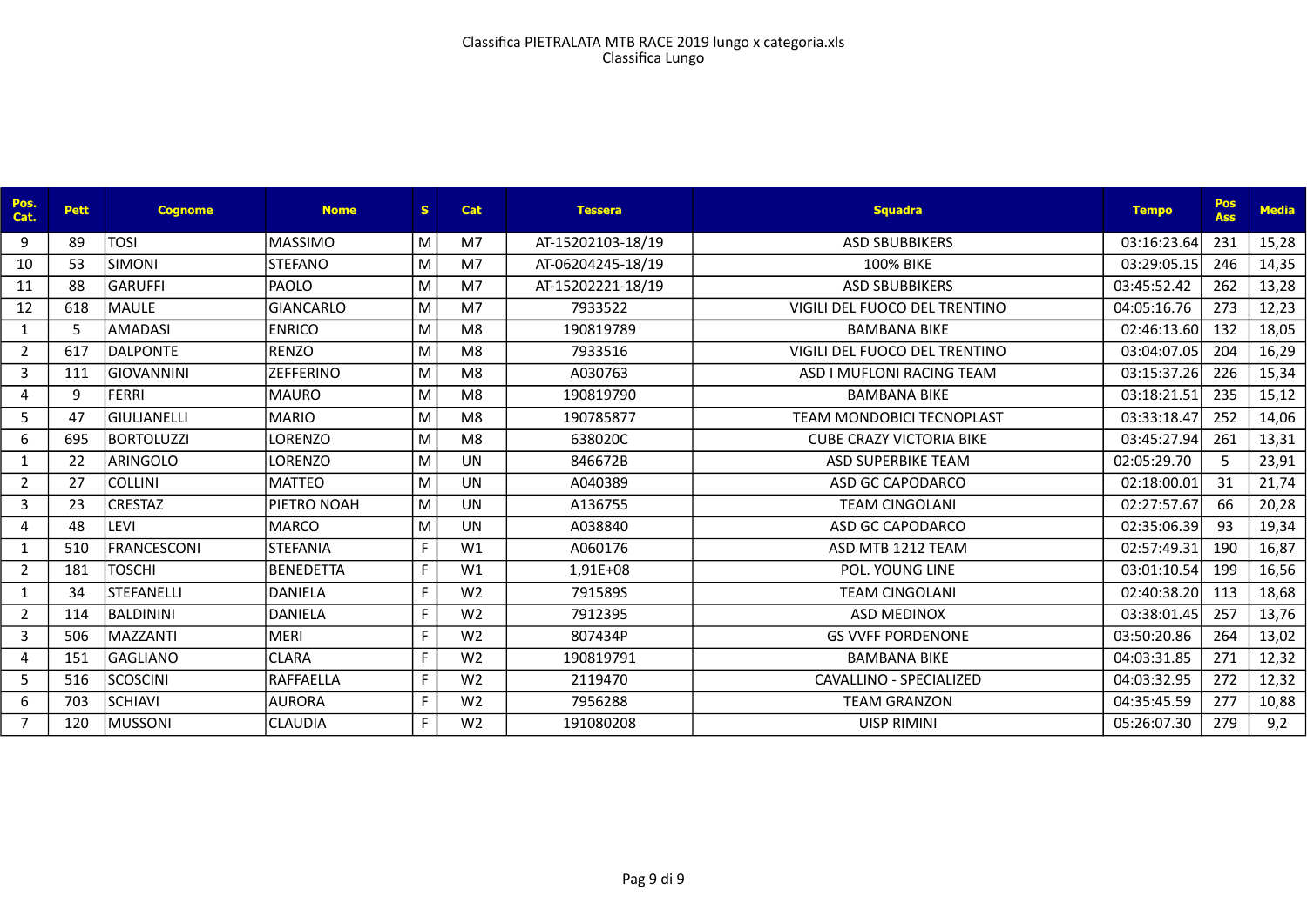Classifica PIETRALATA MTB RACE 2019 lungo x categoria.xls
Classifica Lungo

| Pos. Cat. | Pett | Cognome | Nome | S | Cat | Tessera | Squadra | Tempo | Pos Ass | Media |
|---|---|---|---|---|---|---|---|---|---|---|
| 9 | 89 | TOSI | MASSIMO | M | M7 | AT-15202103-18/19 | ASD SBUBBIKERS | 03:16:23.64 | 231 | 15,28 |
| 10 | 53 | SIMONI | STEFANO | M | M7 | AT-06204245-18/19 | 100% BIKE | 03:29:05.15 | 246 | 14,35 |
| 11 | 88 | GARUFFI | PAOLO | M | M7 | AT-15202221-18/19 | ASD SBUBBIKERS | 03:45:52.42 | 262 | 13,28 |
| 12 | 618 | MAULE | GIANCARLO | M | M7 | 7933522 | VIGILI DEL FUOCO DEL TRENTINO | 04:05:16.76 | 273 | 12,23 |
| 1 | 5 | AMADASI | ENRICO | M | M8 | 190819789 | BAMBANA BIKE | 02:46:13.60 | 132 | 18,05 |
| 2 | 617 | DALPONTE | RENZO | M | M8 | 7933516 | VIGILI DEL FUOCO DEL TRENTINO | 03:04:07.05 | 204 | 16,29 |
| 3 | 111 | GIOVANNINI | ZEFFERINO | M | M8 | A030763 | ASD I MUFLONI RACING TEAM | 03:15:37.26 | 226 | 15,34 |
| 4 | 9 | FERRI | MAURO | M | M8 | 190819790 | BAMBANA BIKE | 03:18:21.51 | 235 | 15,12 |
| 5 | 47 | GIULIANELLI | MARIO | M | M8 | 190785877 | TEAM MONDOBICI TECNOPLAST | 03:33:18.47 | 252 | 14,06 |
| 6 | 695 | BORTOLUZZI | LORENZO | M | M8 | 638020C | CUBE CRAZY VICTORIA BIKE | 03:45:27.94 | 261 | 13,31 |
| 1 | 22 | ARINGOLO | LORENZO | M | UN | 846672B | ASD SUPERBIKE TEAM | 02:05:29.70 | 5 | 23,91 |
| 2 | 27 | COLLINI | MATTEO | M | UN | A040389 | ASD GC CAPODARCO | 02:18:00.01 | 31 | 21,74 |
| 3 | 23 | CRESTAZ | PIETRO NOAH | M | UN | A136755 | TEAM CINGOLANI | 02:27:57.67 | 66 | 20,28 |
| 4 | 48 | LEVI | MARCO | M | UN | A038840 | ASD GC CAPODARCO | 02:35:06.39 | 93 | 19,34 |
| 1 | 510 | FRANCESCONI | STEFANIA | F | W1 | A060176 | ASD MTB 1212 TEAM | 02:57:49.31 | 190 | 16,87 |
| 2 | 181 | TOSCHI | BENEDETTA | F | W1 | 1,91E+08 | POL. YOUNG LINE | 03:01:10.54 | 199 | 16,56 |
| 1 | 34 | STEFANELLI | DANIELA | F | W2 | 791589S | TEAM CINGOLANI | 02:40:38.20 | 113 | 18,68 |
| 2 | 114 | BALDININI | DANIELA | F | W2 | 7912395 | ASD MEDINOX | 03:38:01.45 | 257 | 13,76 |
| 3 | 506 | MAZZANTI | MERI | F | W2 | 807434P | GS VVFF PORDENONE | 03:50:20.86 | 264 | 13,02 |
| 4 | 151 | GAGLIANO | CLARA | F | W2 | 190819791 | BAMBANA BIKE | 04:03:31.85 | 271 | 12,32 |
| 5 | 516 | SCOSCINI | RAFFAELLA | F | W2 | 2119470 | CAVALLINO - SPECIALIZED | 04:03:32.95 | 272 | 12,32 |
| 6 | 703 | SCHIAVI | AURORA | F | W2 | 7956288 | TEAM GRANZON | 04:35:45.59 | 277 | 10,88 |
| 7 | 120 | MUSSONI | CLAUDIA | F | W2 | 191080208 | UISP RIMINI | 05:26:07.30 | 279 | 9,2 |